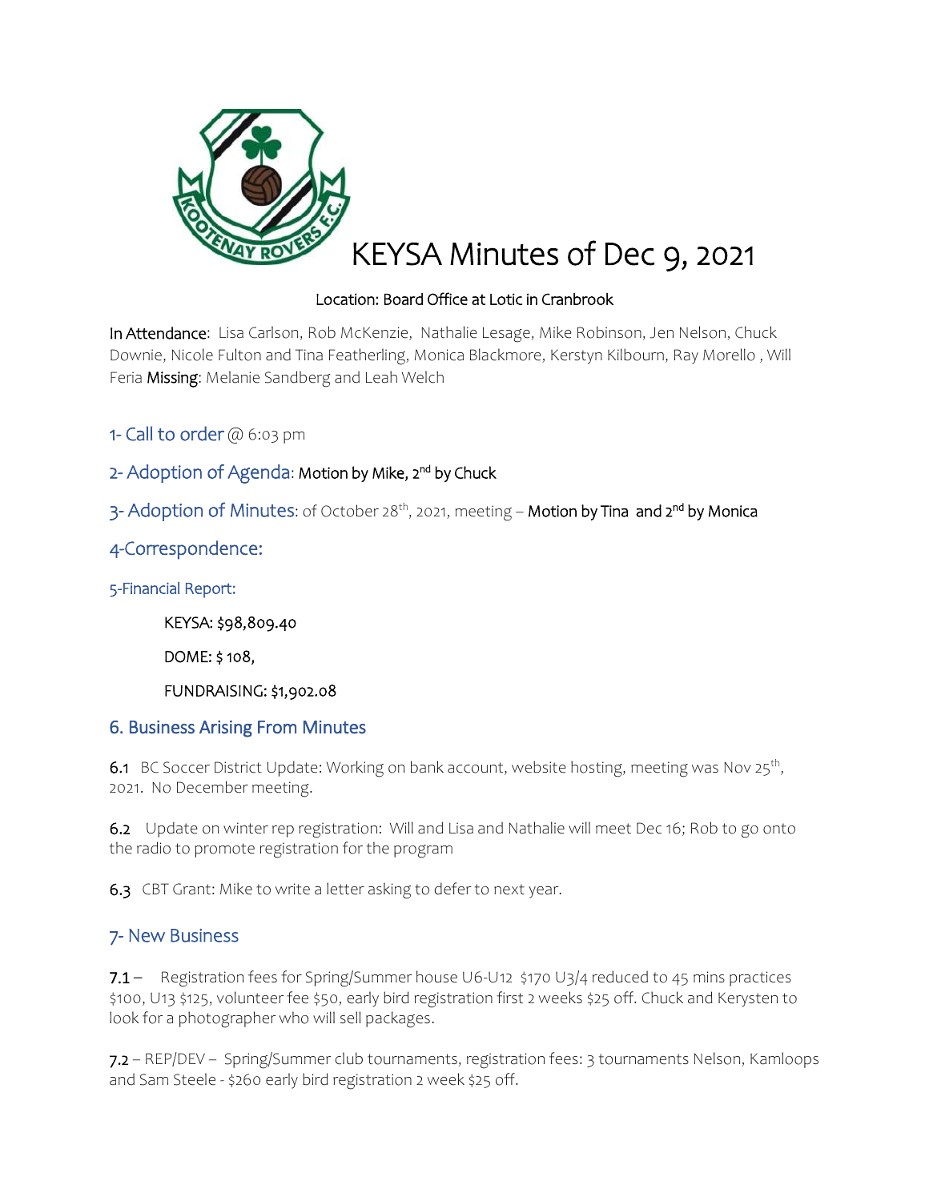# KEYSA Minutes of Dec 9, 2021

Location: Board Office at Lotic in Cranbrook

**In Attendance**: Lisa Carlson, Rob McKenzie, Nathalie Lesage, Mike Robinson, Jen Nelson, Chuck Downie, Nicole Fulton and Tina Featherling, Monica Blackmore, Kerstyn Kilbourn, Ray Morello , Will Feria **Missing**: Melanie Sandberg and Leah Welch

## 1- Call to order @ 6:03 pm

## 2- Adoption of Agenda: Motion by Mike, 2nd by Chuck

## 3- Adoption of Minutes: of October 28th, 2021, meeting – Motion by Tina and 2nd by Monica

## 4-Correspondence:

### 5-Financial Report:

KEYSA: $98,809.40

DOME: $ 108,

FUNDRAISING: $1,902.08

## 6. Business Arising From Minutes

**6.1** BC Soccer District Update: Working on bank account, website hosting, meeting was Nov 25th, 2021. No December meeting.

**6.2** Update on winter rep registration: Will and Lisa and Nathalie will meet Dec 16; Rob to go onto the radio to promote registration for the program

**6.3** CBT Grant: Mike to write a letter asking to defer to next year.

## 7- New Business

**7.1** – Registration fees for Spring/Summer house U6-U12 $170 U3/4 reduced to 45 mins practices $100, U13 $125, volunteer fee $50, early bird registration first 2 weeks $25 off. Chuck and Kerysten to look for a photographer who will sell packages.

**7.2** – REP/DEV – Spring/Summer club tournaments, registration fees: 3 tournaments Nelson, Kamloops and Sam Steele - $260 early bird registration 2 week $25 off.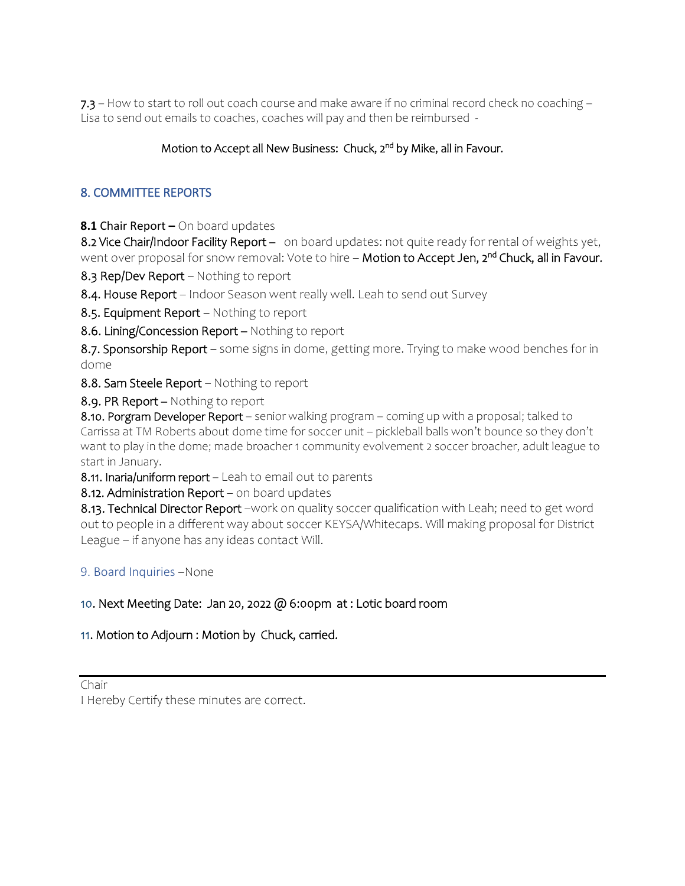**7.3** – How to start to roll out coach course and make aware if no criminal record check no coaching – Lisa to send out emails to coaches, coaches will pay and then be reimbursed -

Motion to Accept all New Business: Chuck, 2nd by Mike, all in Favour.

## 8. COMMITTEE REPORTS

**8.1** Chair Report – On board updates

8.2 Vice Chair/Indoor Facility Report – on board updates: not quite ready for rental of weights yet, went over proposal for snow removal: Vote to hire – Motion to Accept Jen, 2nd Chuck, all in Favour.

8.3 Rep/Dev Report – Nothing to report

8.4. House Report – Indoor Season went really well. Leah to send out Survey

8.5. Equipment Report – Nothing to report

8.6. Lining/Concession Report – Nothing to report

8.7. Sponsorship Report – some signs in dome, getting more. Trying to make wood benches for in dome

8.8. Sam Steele Report – Nothing to report

8.9. PR Report – Nothing to report

8.10. Porgram Developer Report – senior walking program – coming up with a proposal; talked to Carrissa at TM Roberts about dome time for soccer unit – pickleball balls won't bounce so they don't want to play in the dome; made broacher 1 community evolvement 2 soccer broacher, adult league to start in January.

8.11. Inaria/uniform report – Leah to email out to parents

8.12. Administration Report – on board updates

8.13. Technical Director Report –work on quality soccer qualification with Leah; need to get word out to people in a different way about soccer KEYSA/Whitecaps. Will making proposal for District League – if anyone has any ideas contact Will.

## 9. Board Inquiries –None

10. Next Meeting Date: Jan 20, 2022 @ 6:00pm at : Lotic board room

11. Motion to Adjourn : Motion by Chuck, carried.

---

Chair

I Hereby Certify these minutes are correct.